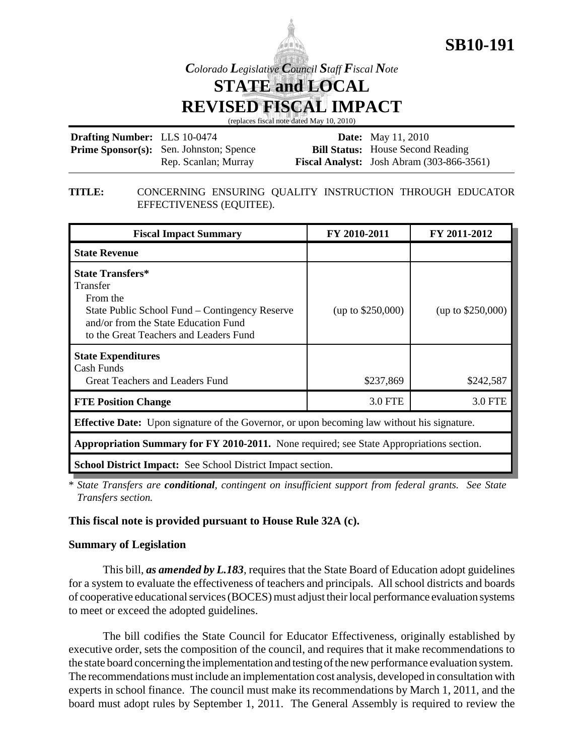# SB10-191

*Colorado Legislative Council Staff Fiscal Note*

# STATE and LOCAL REVISED FISCAL IMPACT

(replaces fiscal note dated May 10, 2010)

| | | | |
|---|---|---|---|
| **Drafting Number:** | LLS 10-0474 | **Date:** | May 11, 2010 |
| **Prime Sponsor(s):** | Sen. Johnston; Spence<br>Rep. Scanlan; Murray | **Bill Status:** | House Second Reading |
| | | **Fiscal Analyst:** | Josh Abram (303-866-3561) |

**TITLE:** CONCERNING ENSURING QUALITY INSTRUCTION THROUGH EDUCATOR EFFECTIVENESS (EQUITEE).

| Fiscal Impact Summary | FY 2010-2011 | FY 2011-2012 |
|---|---|---|
| **State Revenue** | | |
| **State Transfers***<br>Transfer<br>From the<br>State Public School Fund – Contingency Reserve and/or from the State Education Fund<br>to the Great Teachers and Leaders Fund | (up to $250,000) | (up to $250,000) |
| **State Expenditures**<br>Cash Funds<br>Great Teachers and Leaders Fund | $237,869 | $242,587 |
| **FTE Position Change** | 3.0 FTE | 3.0 FTE |
| **Effective Date:** Upon signature of the Governor, or upon becoming law without his signature. | | |
| **Appropriation Summary for FY 2010-2011.** None required; see State Appropriations section. | | |
| **School District Impact:** See School District Impact section. | | |

\* *State Transfers are **conditional**, contingent on insufficient support from federal grants. See State Transfers section.*

**This fiscal note is provided pursuant to House Rule 32A (c).**

**Summary of Legislation**

This bill, ***as amended by L.183***, requires that the State Board of Education adopt guidelines for a system to evaluate the effectiveness of teachers and principals. All school districts and boards of cooperative educational services (BOCES) must adjust their local performance evaluation systems to meet or exceed the adopted guidelines.

The bill codifies the State Council for Educator Effectiveness, originally established by executive order, sets the composition of the council, and requires that it make recommendations to the state board concerning the implementation and testing of the new performance evaluation system. The recommendations must include an implementation cost analysis, developed in consultation with experts in school finance. The council must make its recommendations by March 1, 2011, and the board must adopt rules by September 1, 2011. The General Assembly is required to review the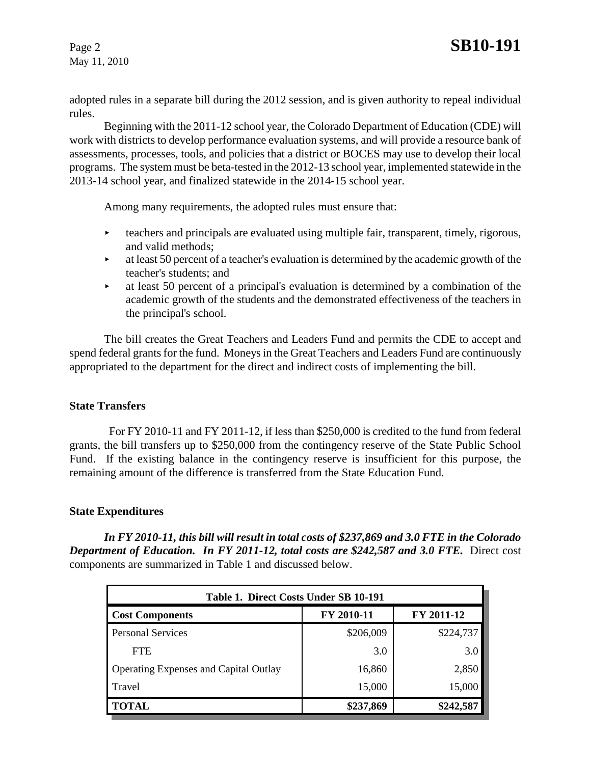adopted rules in a separate bill during the 2012 session, and is given authority to repeal individual rules.

Beginning with the 2011-12 school year, the Colorado Department of Education (CDE) will work with districts to develop performance evaluation systems, and will provide a resource bank of assessments, processes, tools, and policies that a district or BOCES may use to develop their local programs. The system must be beta-tested in the 2012-13 school year, implemented statewide in the 2013-14 school year, and finalized statewide in the 2014-15 school year.

Among many requirements, the adopted rules must ensure that:

- teachers and principals are evaluated using multiple fair, transparent, timely, rigorous, and valid methods;
- at least 50 percent of a teacher's evaluation is determined by the academic growth of the teacher's students; and
- at least 50 percent of a principal's evaluation is determined by a combination of the academic growth of the students and the demonstrated effectiveness of the teachers in the principal's school.

The bill creates the Great Teachers and Leaders Fund and permits the CDE to accept and spend federal grants for the fund. Moneys in the Great Teachers and Leaders Fund are continuously appropriated to the department for the direct and indirect costs of implementing the bill.

### State Transfers

For FY 2010-11 and FY 2011-12, if less than $250,000 is credited to the fund from federal grants, the bill transfers up to $250,000 from the contingency reserve of the State Public School Fund. If the existing balance in the contingency reserve is insufficient for this purpose, the remaining amount of the difference is transferred from the State Education Fund.

### State Expenditures

***In FY 2010-11, this bill will result in total costs of $237,869 and 3.0 FTE in the Colorado Department of Education. In FY 2011-12, total costs are $242,587 and 3.0 FTE.*** Direct cost components are summarized in Table 1 and discussed below.

| Table 1. Direct Costs Under SB 10-191 | | |
|---|---|---|
| **Cost Components** | **FY 2010-11** | **FY 2011-12** |
| Personal Services | $206,009 | $224,737 |
| FTE | 3.0 | 3.0 |
| Operating Expenses and Capital Outlay | 16,860 | 2,850 |
| Travel | 15,000 | 15,000 |
| **TOTAL** | **$237,869** | **$242,587** |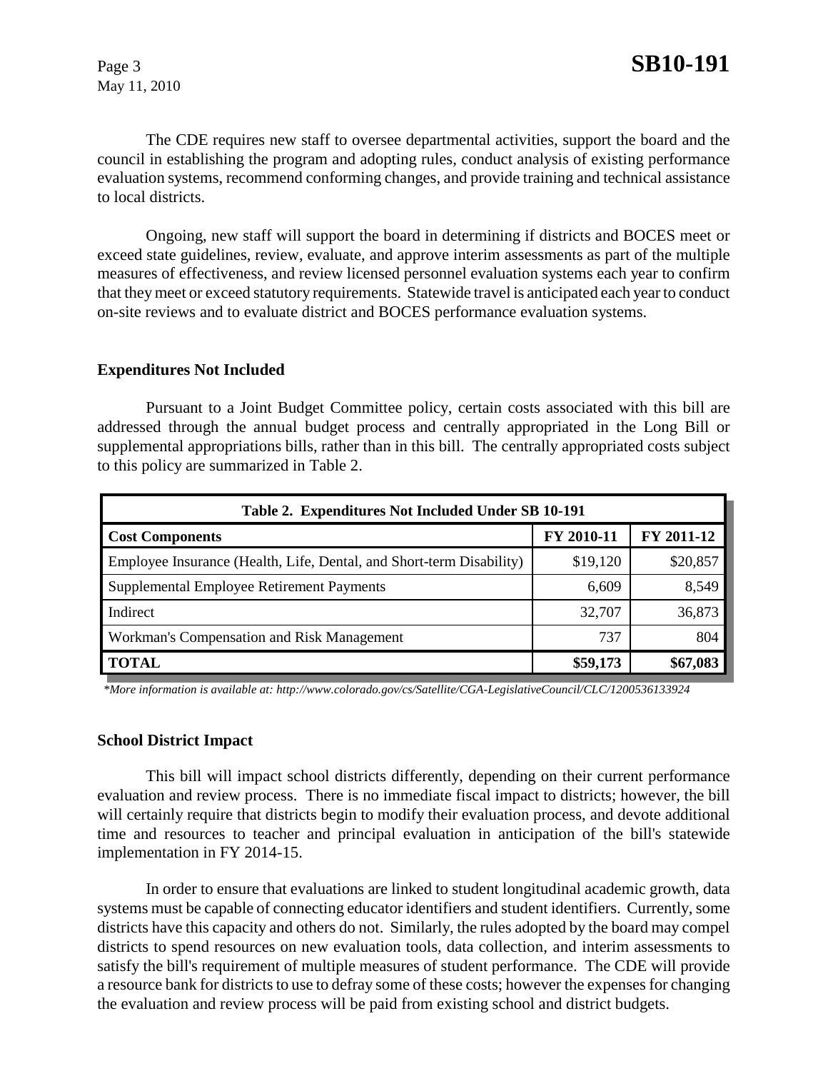The CDE requires new staff to oversee departmental activities, support the board and the council in establishing the program and adopting rules, conduct analysis of existing performance evaluation systems, recommend conforming changes, and provide training and technical assistance to local districts.

Ongoing, new staff will support the board in determining if districts and BOCES meet or exceed state guidelines, review, evaluate, and approve interim assessments as part of the multiple measures of effectiveness, and review licensed personnel evaluation systems each year to confirm that they meet or exceed statutory requirements. Statewide travel is anticipated each year to conduct on-site reviews and to evaluate district and BOCES performance evaluation systems.

**Expenditures Not Included**

Pursuant to a Joint Budget Committee policy, certain costs associated with this bill are addressed through the annual budget process and centrally appropriated in the Long Bill or supplemental appropriations bills, rather than in this bill. The centrally appropriated costs subject to this policy are summarized in Table 2.

| Table 2. Expenditures Not Included Under SB 10-191 | | |
|---|---|---|
| **Cost Components** | **FY 2010-11** | **FY 2011-12** |
| Employee Insurance (Health, Life, Dental, and Short-term Disability) | $19,120 | $20,857 |
| Supplemental Employee Retirement Payments | 6,609 | 8,549 |
| Indirect | 32,707 | 36,873 |
| Workman's Compensation and Risk Management | 737 | 804 |
| **TOTAL** | **$59,173** | **$67,083** |

*\*More information is available at: http://www.colorado.gov/cs/Satellite/CGA-LegislativeCouncil/CLC/1200536133924*

**School District Impact**

This bill will impact school districts differently, depending on their current performance evaluation and review process. There is no immediate fiscal impact to districts; however, the bill will certainly require that districts begin to modify their evaluation process, and devote additional time and resources to teacher and principal evaluation in anticipation of the bill's statewide implementation in FY 2014-15.

In order to ensure that evaluations are linked to student longitudinal academic growth, data systems must be capable of connecting educator identifiers and student identifiers. Currently, some districts have this capacity and others do not. Similarly, the rules adopted by the board may compel districts to spend resources on new evaluation tools, data collection, and interim assessments to satisfy the bill's requirement of multiple measures of student performance. The CDE will provide a resource bank for districts to use to defray some of these costs; however the expenses for changing the evaluation and review process will be paid from existing school and district budgets.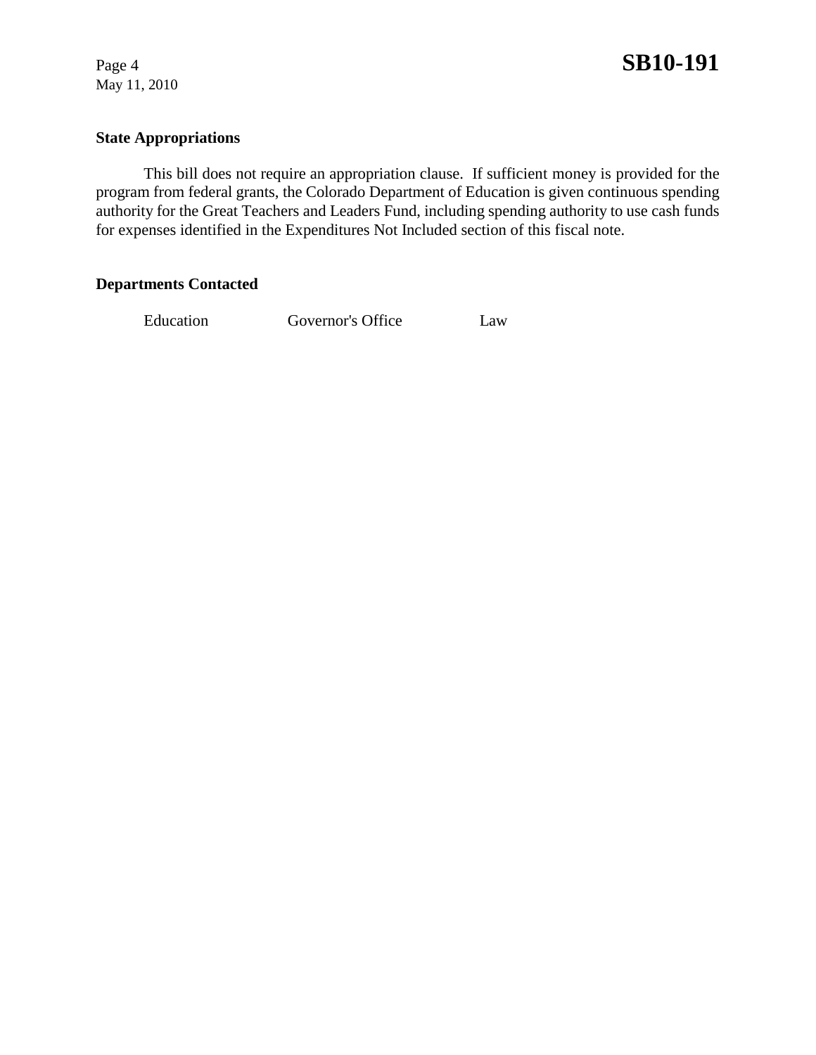## State Appropriations

This bill does not require an appropriation clause. If sufficient money is provided for the program from federal grants, the Colorado Department of Education is given continuous spending authority for the Great Teachers and Leaders Fund, including spending authority to use cash funds for expenses identified in the Expenditures Not Included section of this fiscal note.

## Departments Contacted

Education    Governor's Office    Law